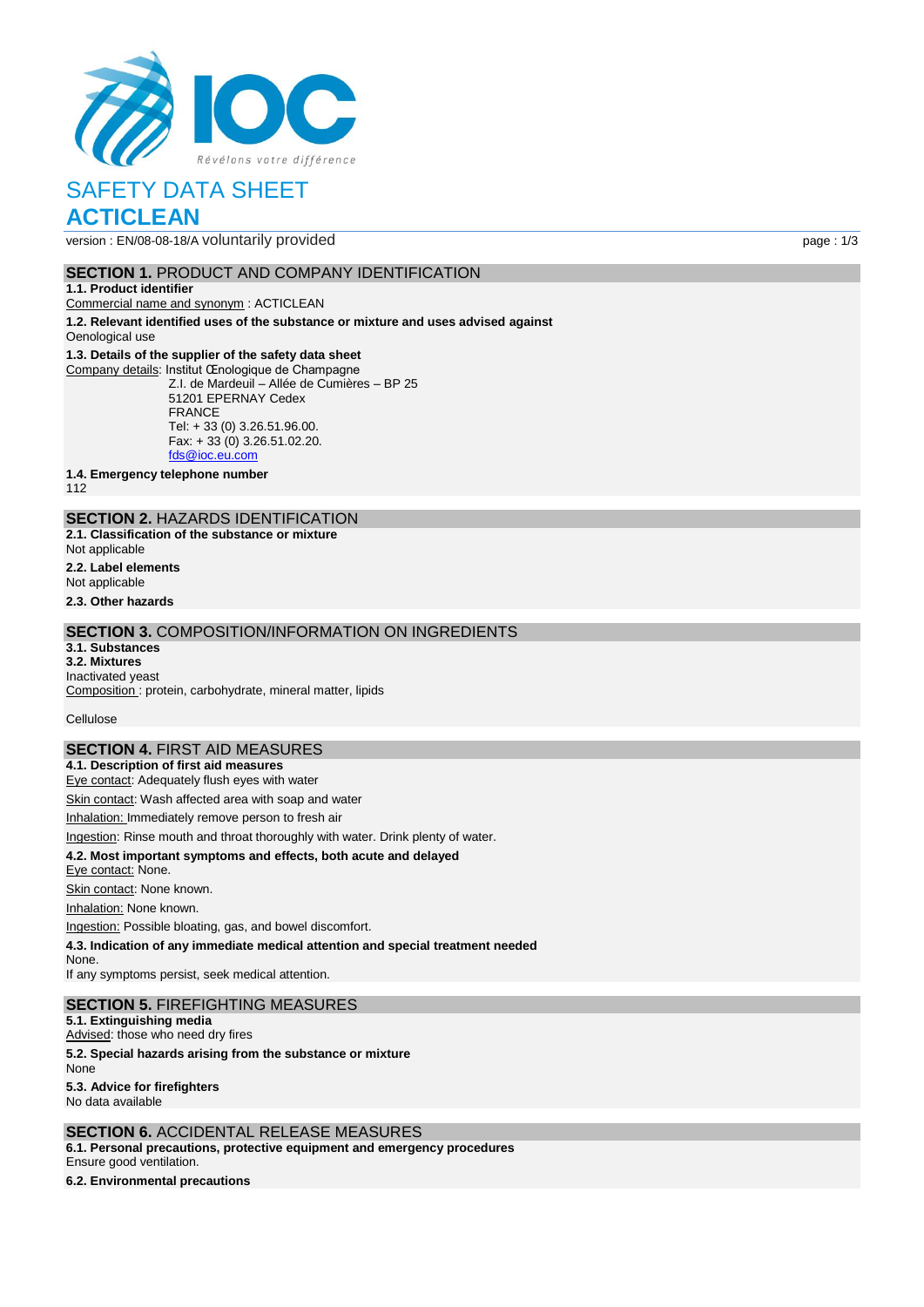# SAFETY DATA SHEET
# ACTICLEAN

version : EN/08-08-18/A voluntarily provided

## SECTION 1. PRODUCT AND COMPANY IDENTIFICATION

**1.1. Product identifier**

Commercial name and synonym : ACTICLEAN

**1.2. Relevant identified uses of the substance or mixture and uses advised against**

Oenological use

**1.3. Details of the supplier of the safety data sheet**

Company details: Institut Œnologique de Champagne
Z.I. de Mardeuil – Allée de Cumières – BP 25
51201 EPERNAY Cedex
FRANCE
Tel: + 33 (0) 3.26.51.96.00.
Fax: + 33 (0) 3.26.51.02.20.
fds@ioc.eu.com

**1.4. Emergency telephone number**

112

## SECTION 2. HAZARDS IDENTIFICATION

**2.1. Classification of the substance or mixture**

Not applicable

**2.2. Label elements**

Not applicable

**2.3. Other hazards**

## SECTION 3. COMPOSITION/INFORMATION ON INGREDIENTS

**3.1. Substances**

**3.2. Mixtures**

Inactivated yeast

Composition : protein, carbohydrate, mineral matter, lipids

Cellulose

## SECTION 4. FIRST AID MEASURES

**4.1. Description of first aid measures**

Eye contact: Adequately flush eyes with water

Skin contact: Wash affected area with soap and water

Inhalation: Immediately remove person to fresh air

Ingestion: Rinse mouth and throat thoroughly with water. Drink plenty of water.

**4.2. Most important symptoms and effects, both acute and delayed**

Eye contact: None.

Skin contact: None known.

Inhalation: None known.

Ingestion: Possible bloating, gas, and bowel discomfort.

**4.3. Indication of any immediate medical attention and special treatment needed**

None.

If any symptoms persist, seek medical attention.

## SECTION 5. FIREFIGHTING MEASURES

**5.1. Extinguishing media**

Advised: those who need dry fires

**5.2. Special hazards arising from the substance or mixture**

None

**5.3. Advice for firefighters**

No data available

## SECTION 6. ACCIDENTAL RELEASE MEASURES

**6.1. Personal precautions, protective equipment and emergency procedures**

Ensure good ventilation.

**6.2. Environmental precautions**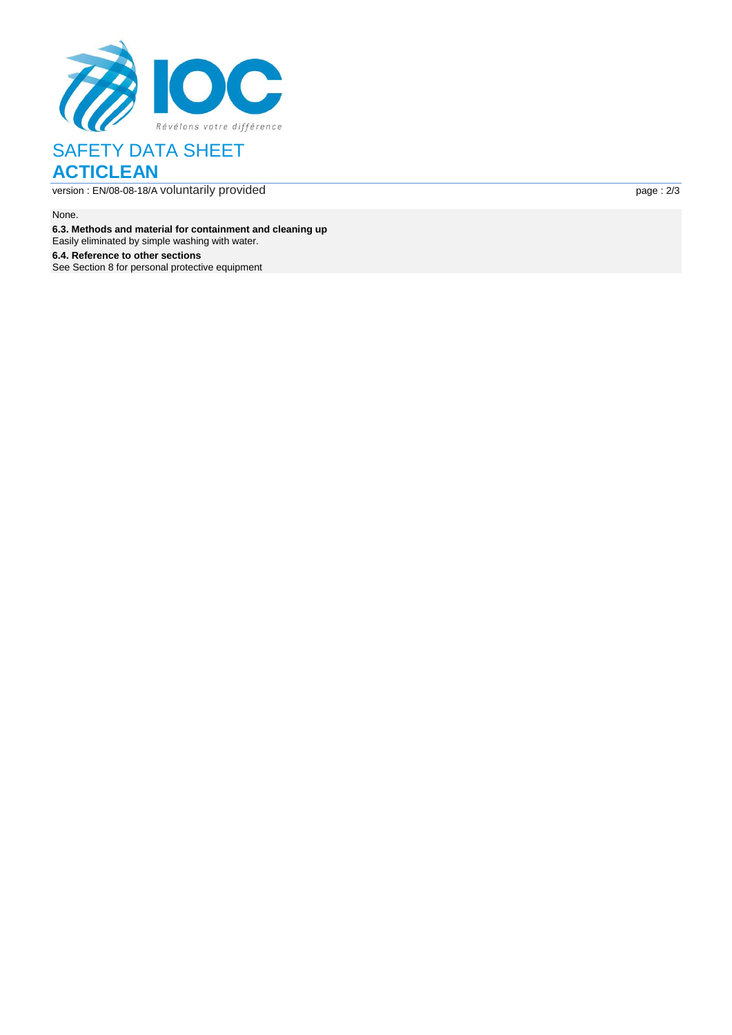None.

**6.3. Methods and material for containment and cleaning up**
Easily eliminated by simple washing with water.

**6.4. Reference to other sections**
See Section 8 for personal protective equipment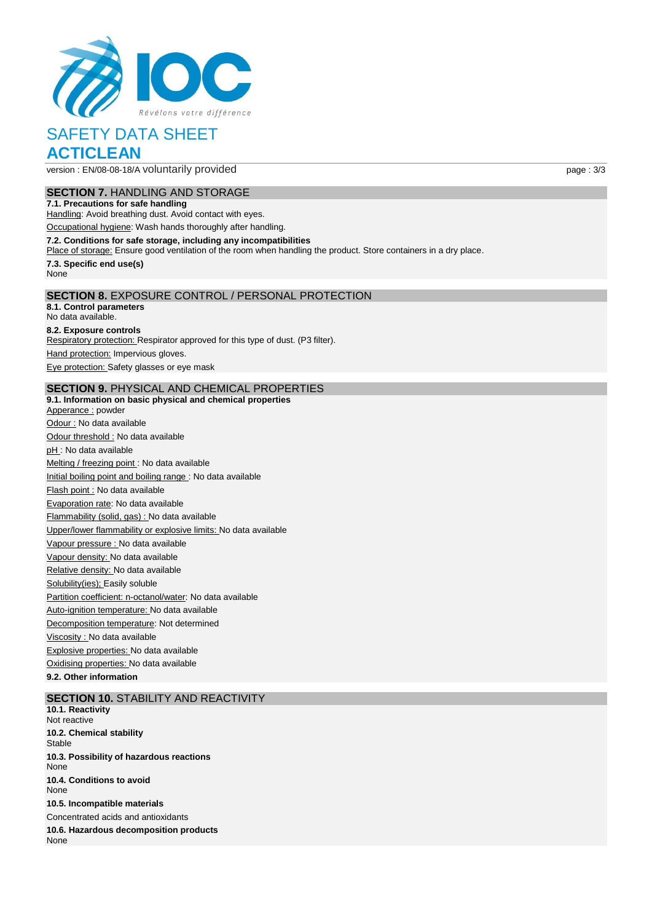# SAFETY DATA SHEET
# ACTICLEAN

version : EN/08-08-18/A voluntarily provided

## SECTION 7. HANDLING AND STORAGE

**7.1. Precautions for safe handling**

Handling: Avoid breathing dust. Avoid contact with eyes.

Occupational hygiene: Wash hands thoroughly after handling.

**7.2. Conditions for safe storage, including any incompatibilities**

Place of storage: Ensure good ventilation of the room when handling the product. Store containers in a dry place.

**7.3. Specific end use(s)**

None

## SECTION 8. EXPOSURE CONTROL / PERSONAL PROTECTION

**8.1. Control parameters**

No data available.

**8.2. Exposure controls**

Respiratory protection: Respirator approved for this type of dust. (P3 filter).

Hand protection: Impervious gloves.

Eye protection: Safety glasses or eye mask

## SECTION 9. PHYSICAL AND CHEMICAL PROPERTIES

**9.1. Information on basic physical and chemical properties**

Apperance : powder

Odour : No data available

Odour threshold : No data available

pH : No data available

Melting / freezing point : No data available

Initial boiling point and boiling range : No data available

Flash point : No data available

Evaporation rate: No data available

Flammability (solid, gas) : No data available

Upper/lower flammability or explosive limits: No data available

Vapour pressure : No data available

Vapour density: No data available

Relative density: No data available

Solubility(ies); Easily soluble

Partition coefficient: n-octanol/water: No data available

Auto-ignition temperature: No data available

Decomposition temperature: Not determined

Viscosity : No data available

Explosive properties: No data available

Oxidising properties: No data available

**9.2. Other information**

## SECTION 10. STABILITY AND REACTIVITY

**10.1. Reactivity**

Not reactive

**10.2. Chemical stability**

Stable

**10.3. Possibility of hazardous reactions**

None

**10.4. Conditions to avoid**

None

**10.5. Incompatible materials**

Concentrated acids and antioxidants

**10.6. Hazardous decomposition products**

None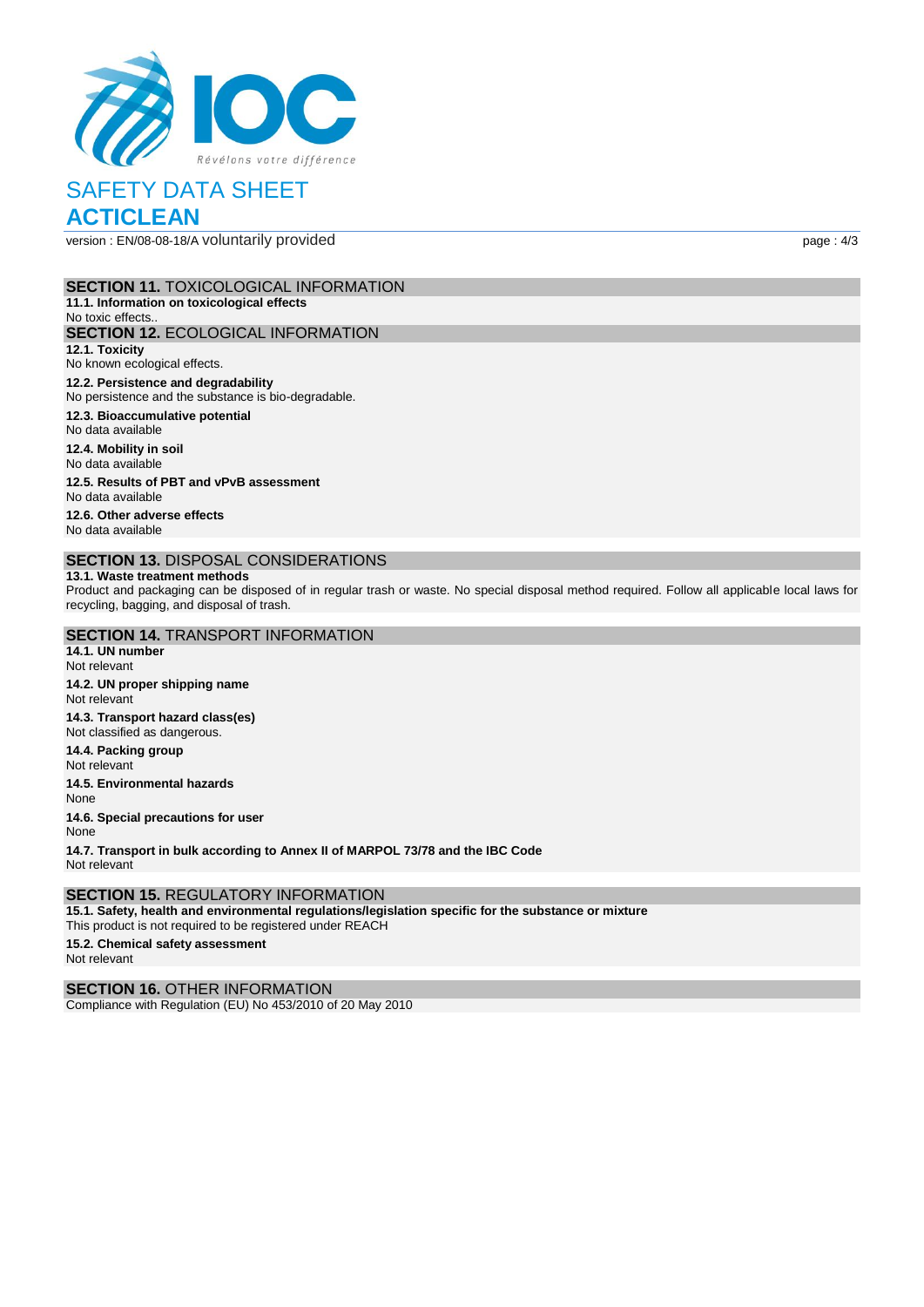## SECTION 11. TOXICOLOGICAL INFORMATION

**11.1. Information on toxicological effects**

No toxic effects..

## SECTION 12. ECOLOGICAL INFORMATION

**12.1. Toxicity**

No known ecological effects.

**12.2. Persistence and degradability**

No persistence and the substance is bio-degradable.

**12.3. Bioaccumulative potential**

No data available

**12.4. Mobility in soil**

No data available

**12.5. Results of PBT and vPvB assessment**

No data available

**12.6. Other adverse effects**

No data available

## SECTION 13. DISPOSAL CONSIDERATIONS

**13.1. Waste treatment methods**

Product and packaging can be disposed of in regular trash or waste. No special disposal method required. Follow all applicable local laws for recycling, bagging, and disposal of trash.

## SECTION 14. TRANSPORT INFORMATION

**14.1. UN number**

Not relevant

**14.2. UN proper shipping name**

Not relevant

**14.3. Transport hazard class(es)**

Not classified as dangerous.

**14.4. Packing group**

Not relevant

**14.5. Environmental hazards**

None

**14.6. Special precautions for user**

None

**14.7. Transport in bulk according to Annex II of MARPOL 73/78 and the IBC Code**

Not relevant

## SECTION 15. REGULATORY INFORMATION

**15.1. Safety, health and environmental regulations/legislation specific for the substance or mixture**

This product is not required to be registered under REACH

**15.2. Chemical safety assessment**

Not relevant

## SECTION 16. OTHER INFORMATION

Compliance with Regulation (EU) No 453/2010 of 20 May 2010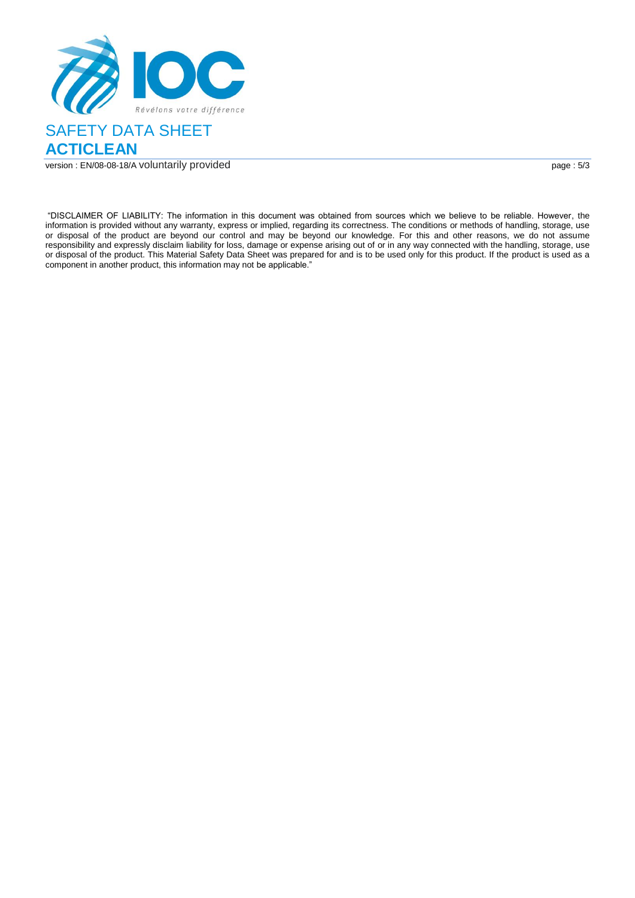"DISCLAIMER OF LIABILITY: The information in this document was obtained from sources which we believe to be reliable. However, the information is provided without any warranty, express or implied, regarding its correctness. The conditions or methods of handling, storage, use or disposal of the product are beyond our control and may be beyond our knowledge. For this and other reasons, we do not assume responsibility and expressly disclaim liability for loss, damage or expense arising out of or in any way connected with the handling, storage, use or disposal of the product. This Material Safety Data Sheet was prepared for and is to be used only for this product. If the product is used as a component in another product, this information may not be applicable."